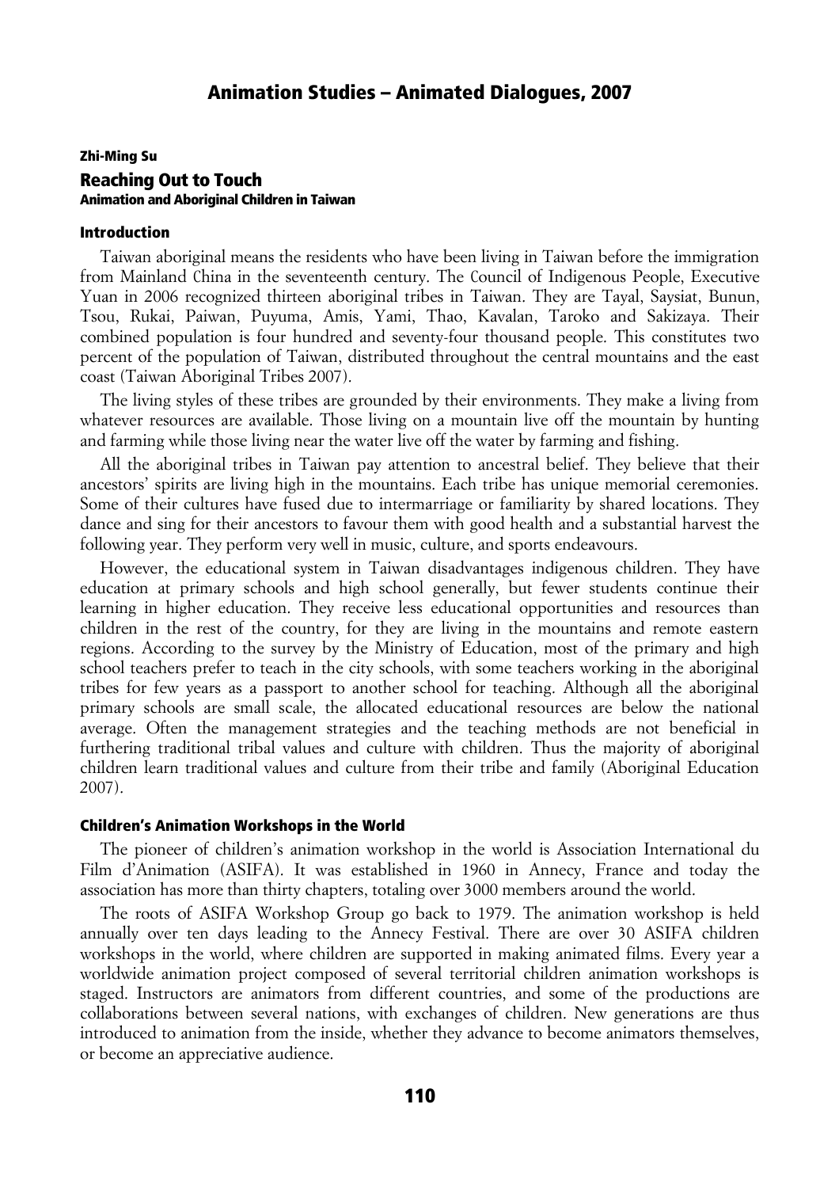Zhi-Ming Su

# Reaching Out to Touch

### Animation and Aboriginal Children in Taiwan

## Introduction

Taiwan aboriginal means the residents who have been living in Taiwan before the immigration from Mainland China in the seventeenth century. The Council of Indigenous People, Executive Yuan in 2006 recognized thirteen aboriginal tribes in Taiwan. They are Tayal, Saysiat, Bunun, Tsou, Rukai, Paiwan, Puyuma, Amis, Yami, Thao, Kavalan, Taroko and Sakizaya. Their combined population is four hundred and seventy-four thousand people. This constitutes two percent of the population of Taiwan, distributed throughout the central mountains and the east coast (Taiwan Aboriginal Tribes 2007).

The living styles of these tribes are grounded by their environments. They make a living from whatever resources are available. Those living on a mountain live off the mountain by hunting and farming while those living near the water live off the water by farming and fishing.

All the aboriginal tribes in Taiwan pay attention to ancestral belief. They believe that their ancestors' spirits are living high in the mountains. Each tribe has unique memorial ceremonies. Some of their cultures have fused due to intermarriage or familiarity by shared locations. They dance and sing for their ancestors to favour them with good health and a substantial harvest the following year. They perform very well in music, culture, and sports endeavours.

However, the educational system in Taiwan disadvantages indigenous children. They have education at primary schools and high school generally, but fewer students continue their learning in higher education. They receive less educational opportunities and resources than children in the rest of the country, for they are living in the mountains and remote eastern regions. According to the survey by the Ministry of Education, most of the primary and high school teachers prefer to teach in the city schools, with some teachers working in the aboriginal tribes for few years as a passport to another school for teaching. Although all the aboriginal primary schools are small scale, the allocated educational resources are below the national average. Often the management strategies and the teaching methods are not beneficial in furthering traditional tribal values and culture with children. Thus the majority of aboriginal children learn traditional values and culture from their tribe and family (Aboriginal Education 2007).

## Children's Animation Workshops in the World

The pioneer of children's animation workshop in the world is Association International du Film d'Animation (ASIFA). It was established in 1960 in Annecy, France and today the association has more than thirty chapters, totaling over 3000 members around the world.

The roots of ASIFA Workshop Group go back to 1979. The animation workshop is held annually over ten days leading to the Annecy Festival. There are over 30 ASIFA children workshops in the world, where children are supported in making animated films. Every year a worldwide animation project composed of several territorial children animation workshops is staged. Instructors are animators from different countries, and some of the productions are collaborations between several nations, with exchanges of children. New generations are thus introduced to animation from the inside, whether they advance to become animators themselves, or become an appreciative audience.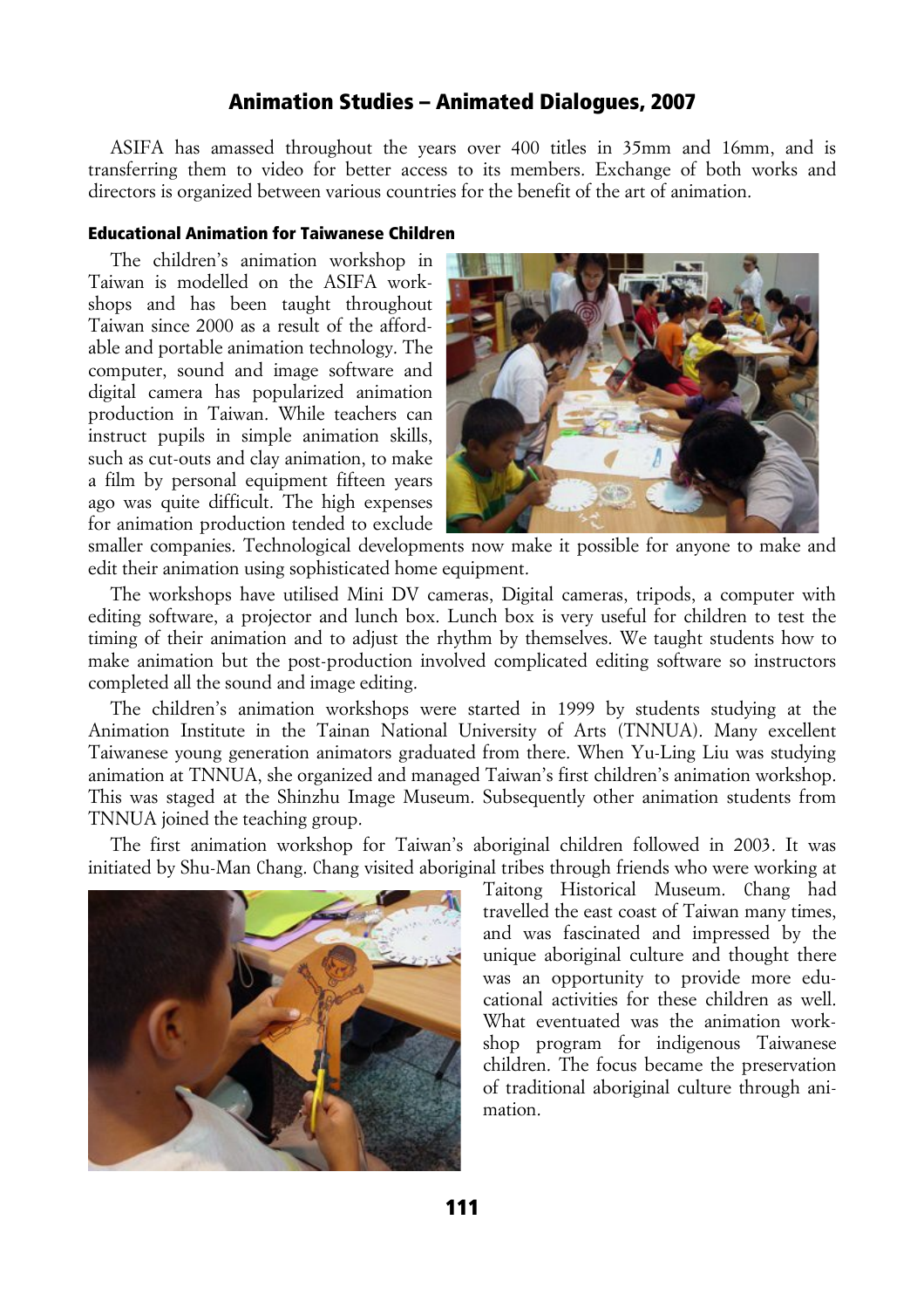ASIFA has amassed throughout the years over 400 titles in 35mm and 16mm, and is transferring them to video for better access to its members. Exchange of both works and directors is organized between various countries for the benefit of the art of animation.

### Educational Animation for Taiwanese Children

The children's animation workshop in Taiwan is modelled on the ASIFA workshops and has been taught throughout Taiwan since 2000 as a result of the affordable and portable animation technology. The computer, sound and image software and digital camera has popularized animation production in Taiwan. While teachers can instruct pupils in simple animation skills, such as cut-outs and clay animation, to make a film by personal equipment fifteen years ago was quite difficult. The high expenses for animation production tended to exclude smaller companies. Technological developments now make it possible for anyone to make and edit their animation using sophisticated home equipment.

The workshops have utilised Mini DV cameras, Digital cameras, tripods, a computer with editing software, a projector and lunch box. Lunch box is very useful for children to test the timing of their animation and to adjust the rhythm by themselves. We taught students how to make animation but the post-production involved complicated editing software so instructors completed all the sound and image editing.

The children's animation workshops were started in 1999 by students studying at the Animation Institute in the Tainan National University of Arts (TNNUA). Many excellent Taiwanese young generation animators graduated from there. When Yu-Ling Liu was studying animation at TNNUA, she organized and managed Taiwan's first children's animation workshop. This was staged at the Shinzhu Image Museum. Subsequently other animation students from TNNUA joined the teaching group.

The first animation workshop for Taiwan's aboriginal children followed in 2003. It was initiated by Shu-Man Chang. Chang visited aboriginal tribes through friends who were working at Taitong Historical Museum. Chang had travelled the east coast of Taiwan many times, and was fascinated and impressed by the unique aboriginal culture and thought there was an opportunity to provide more educational activities for these children as well. What eventuated was the animation workshop program for indigenous Taiwanese children. The focus became the preservation of traditional aboriginal culture through animation.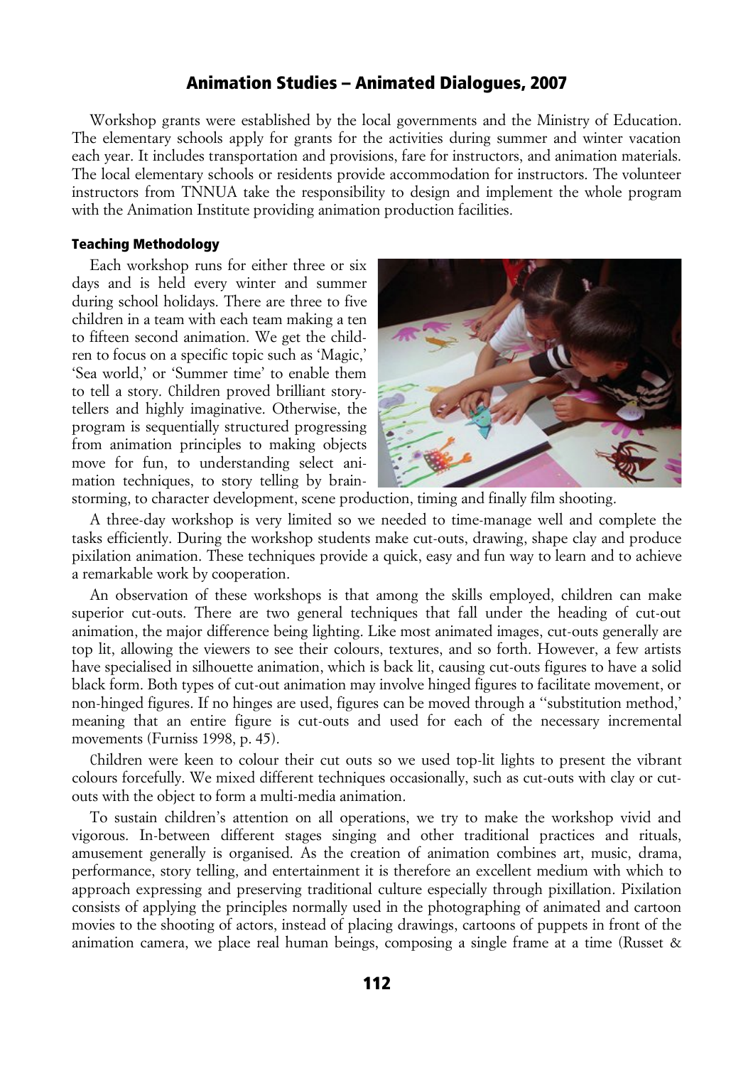Workshop grants were established by the local governments and the Ministry of Education. The elementary schools apply for grants for the activities during summer and winter vacation each year. It includes transportation and provisions, fare for instructors, and animation materials. The local elementary schools or residents provide accommodation for instructors. The volunteer instructors from TNNUA take the responsibility to design and implement the whole program with the Animation Institute providing animation production facilities.

#### Teaching Methodology

Each workshop runs for either three or six days and is held every winter and summer during school holidays. There are three to five children in a team with each team making a ten to fifteen second animation. We get the children to focus on a specific topic such as 'Magic,' 'Sea world,' or 'Summer time' to enable them to tell a story. Children proved brilliant storytellers and highly imaginative. Otherwise, the program is sequentially structured progressing from animation principles to making objects move for fun, to understanding select animation techniques, to story telling by brainstorming, to character development, scene production, timing and finally film shooting.

A three-day workshop is very limited so we needed to time-manage well and complete the tasks efficiently. During the workshop students make cut-outs, drawing, shape clay and produce pixilation animation. These techniques provide a quick, easy and fun way to learn and to achieve a remarkable work by cooperation.

An observation of these workshops is that among the skills employed, children can make superior cut-outs. There are two general techniques that fall under the heading of cut-out animation, the major difference being lighting. Like most animated images, cut-outs generally are top lit, allowing the viewers to see their colours, textures, and so forth. However, a few artists have specialised in silhouette animation, which is back lit, causing cut-outs figures to have a solid black form. Both types of cut-out animation may involve hinged figures to facilitate movement, or non-hinged figures. If no hinges are used, figures can be moved through a ''substitution method,' meaning that an entire figure is cut-outs and used for each of the necessary incremental movements (Furniss 1998, p. 45).

Children were keen to colour their cut outs so we used top-lit lights to present the vibrant colours forcefully. We mixed different techniques occasionally, such as cut-outs with clay or cut-outs with the object to form a multi-media animation.

To sustain children's attention on all operations, we try to make the workshop vivid and vigorous. In-between different stages singing and other traditional practices and rituals, amusement generally is organised. As the creation of animation combines art, music, drama, performance, story telling, and entertainment it is therefore an excellent medium with which to approach expressing and preserving traditional culture especially through pixillation. Pixilation consists of applying the principles normally used in the photographing of animated and cartoon movies to the shooting of actors, instead of placing drawings, cartoons of puppets in front of the animation camera, we place real human beings, composing a single frame at a time (Russet &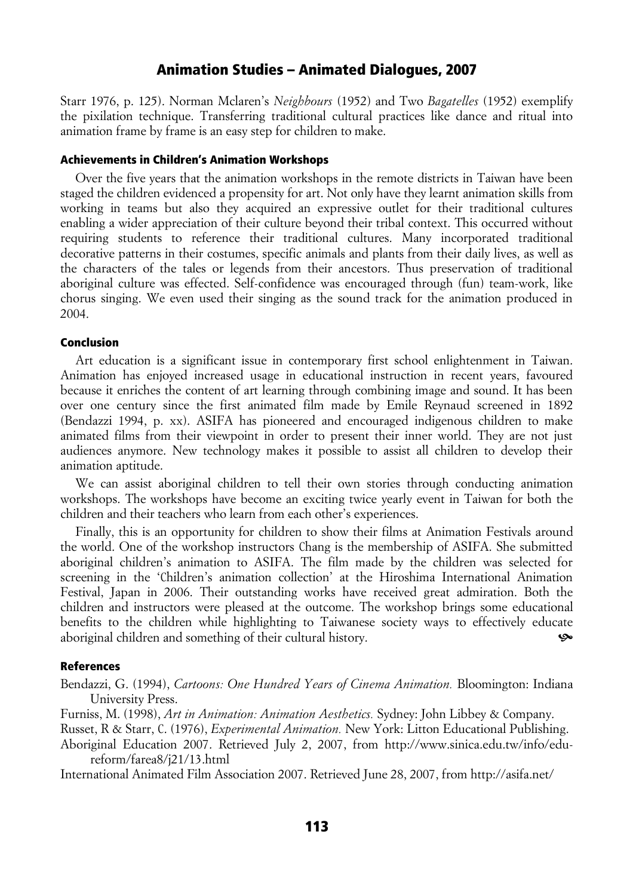Starr 1976, p. 125). Norman Mclaren's *Neighbours* (1952) and Two *Bagatelles* (1952) exemplify the pixilation technique. Transferring traditional cultural practices like dance and ritual into animation frame by frame is an easy step for children to make.

### Achievements in Children's Animation Workshops

Over the five years that the animation workshops in the remote districts in Taiwan have been staged the children evidenced a propensity for art. Not only have they learnt animation skills from working in teams but also they acquired an expressive outlet for their traditional cultures enabling a wider appreciation of their culture beyond their tribal context. This occurred without requiring students to reference their traditional cultures. Many incorporated traditional decorative patterns in their costumes, specific animals and plants from their daily lives, as well as the characters of the tales or legends from their ancestors. Thus preservation of traditional aboriginal culture was effected. Self-confidence was encouraged through (fun) team-work, like chorus singing. We even used their singing as the sound track for the animation produced in 2004.

### Conclusion

Art education is a significant issue in contemporary first school enlightenment in Taiwan. Animation has enjoyed increased usage in educational instruction in recent years, favoured because it enriches the content of art learning through combining image and sound. It has been over one century since the first animated film made by Emile Reynaud screened in 1892 (Bendazzi 1994, p. xx). ASIFA has pioneered and encouraged indigenous children to make animated films from their viewpoint in order to present their inner world. They are not just audiences anymore. New technology makes it possible to assist all children to develop their animation aptitude.

We can assist aboriginal children to tell their own stories through conducting animation workshops. The workshops have become an exciting twice yearly event in Taiwan for both the children and their teachers who learn from each other's experiences.

Finally, this is an opportunity for children to show their films at Animation Festivals around the world. One of the workshop instructors Chang is the membership of ASIFA. She submitted aboriginal children's animation to ASIFA. The film made by the children was selected for screening in the 'Children's animation collection' at the Hiroshima International Animation Festival, Japan in 2006. Their outstanding works have received great admiration. Both the children and instructors were pleased at the outcome. The workshop brings some educational benefits to the children while highlighting to Taiwanese society ways to effectively educate aboriginal children and something of their cultural history.

### References

Bendazzi, G. (1994), *Cartoons: One Hundred Years of Cinema Animation.* Bloomington: Indiana University Press.

Furniss, M. (1998), *Art in Animation: Animation Aesthetics.* Sydney: John Libbey & Company.

Russet, R & Starr, C. (1976), *Experimental Animation.* New York: Litton Educational Publishing.

Aboriginal Education 2007. Retrieved July 2, 2007, from http://www.sinica.edu.tw/info/edu-reform/farea8/j21/13.html

International Animated Film Association 2007. Retrieved June 28, 2007, from http://asifa.net/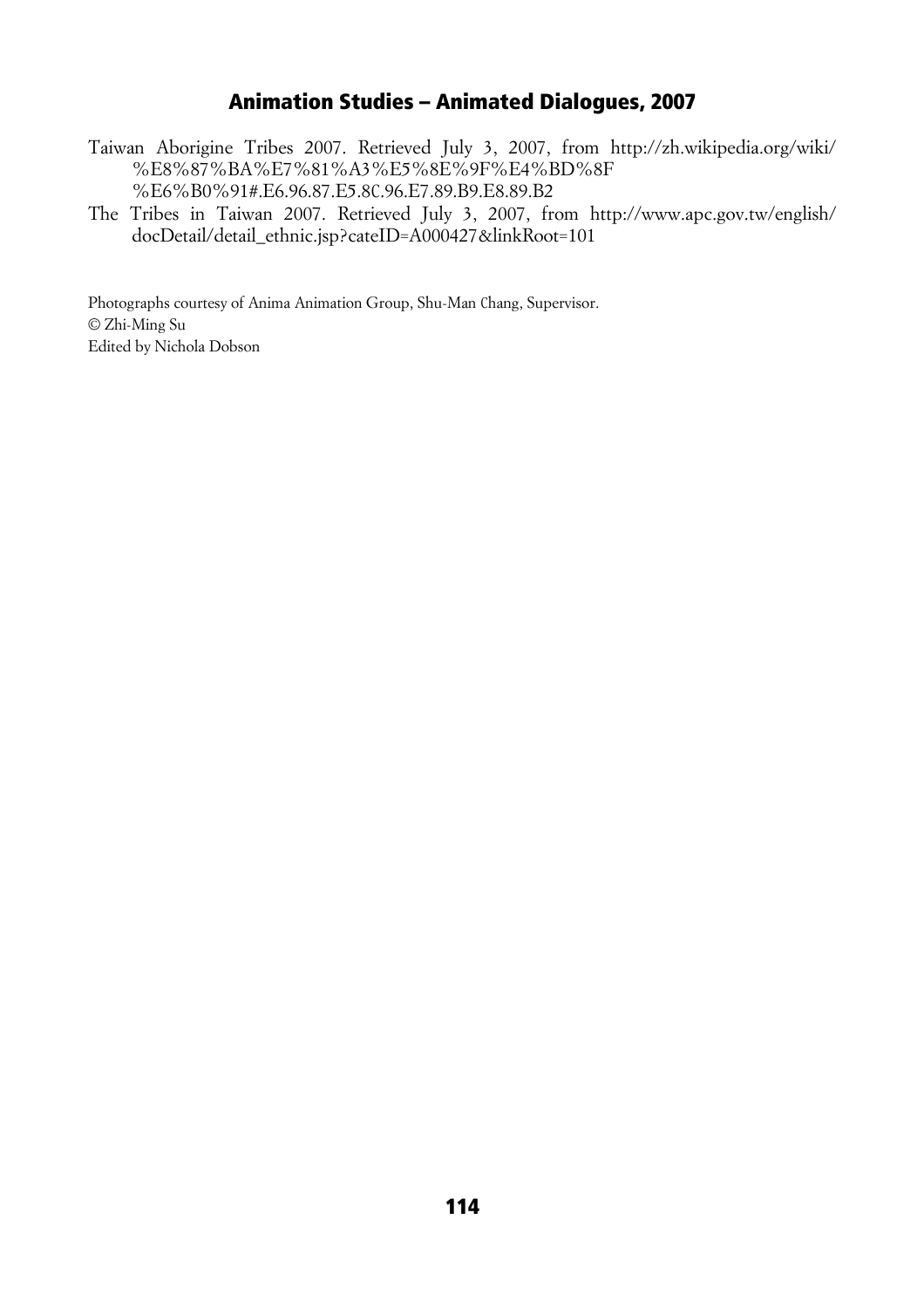Taiwan Aborigine Tribes 2007. Retrieved July 3, 2007, from http://zh.wikipedia.org/wiki/%E8%87%BA%E7%81%A3%E5%8E%9F%E4%BD%8F%E6%B0%91#.E6.96.87.E5.8C.96.E7.89.B9.E8.89.B2

The Tribes in Taiwan 2007. Retrieved July 3, 2007, from http://www.apc.gov.tw/english/docDetail/detail_ethnic.jsp?cateID=A000427&linkRoot=101

Photographs courtesy of Anima Animation Group, Shu-Man Chang, Supervisor.
© Zhi-Ming Su
Edited by Nichola Dobson